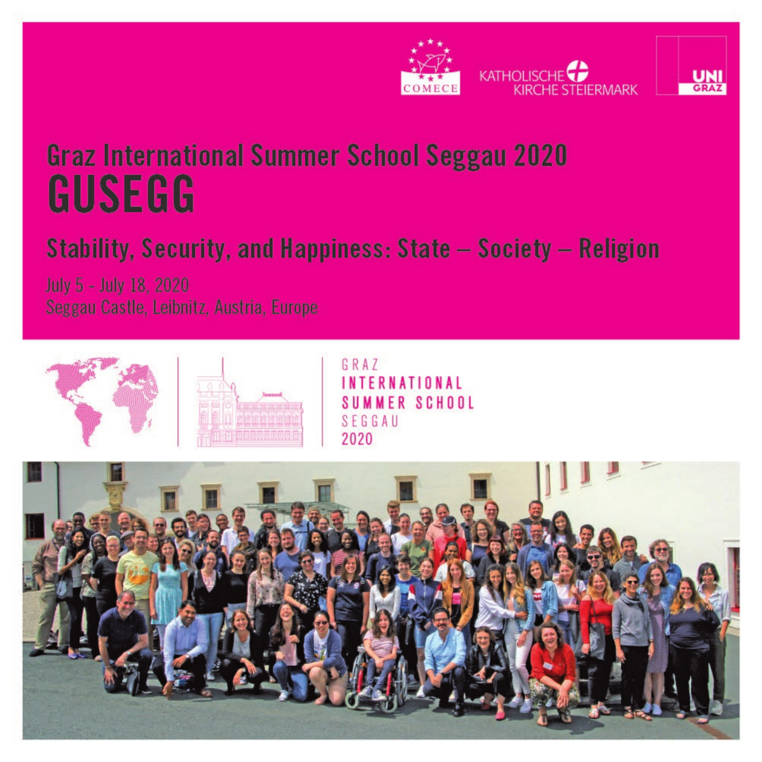COMECE

KATHOLISCHE KIRCHE STEIERMARK

UNI GRAZ

# Graz International Summer School Seggau 2020
# GUSEGG

## Stability, Security, and Happiness: State – Society – Religion

July 5 - July 18, 2020
Seggau Castle, Leibnitz, Austria, Europe

GRAZ
INTERNATIONAL
SUMMER SCHOOL
SEGGAU
2020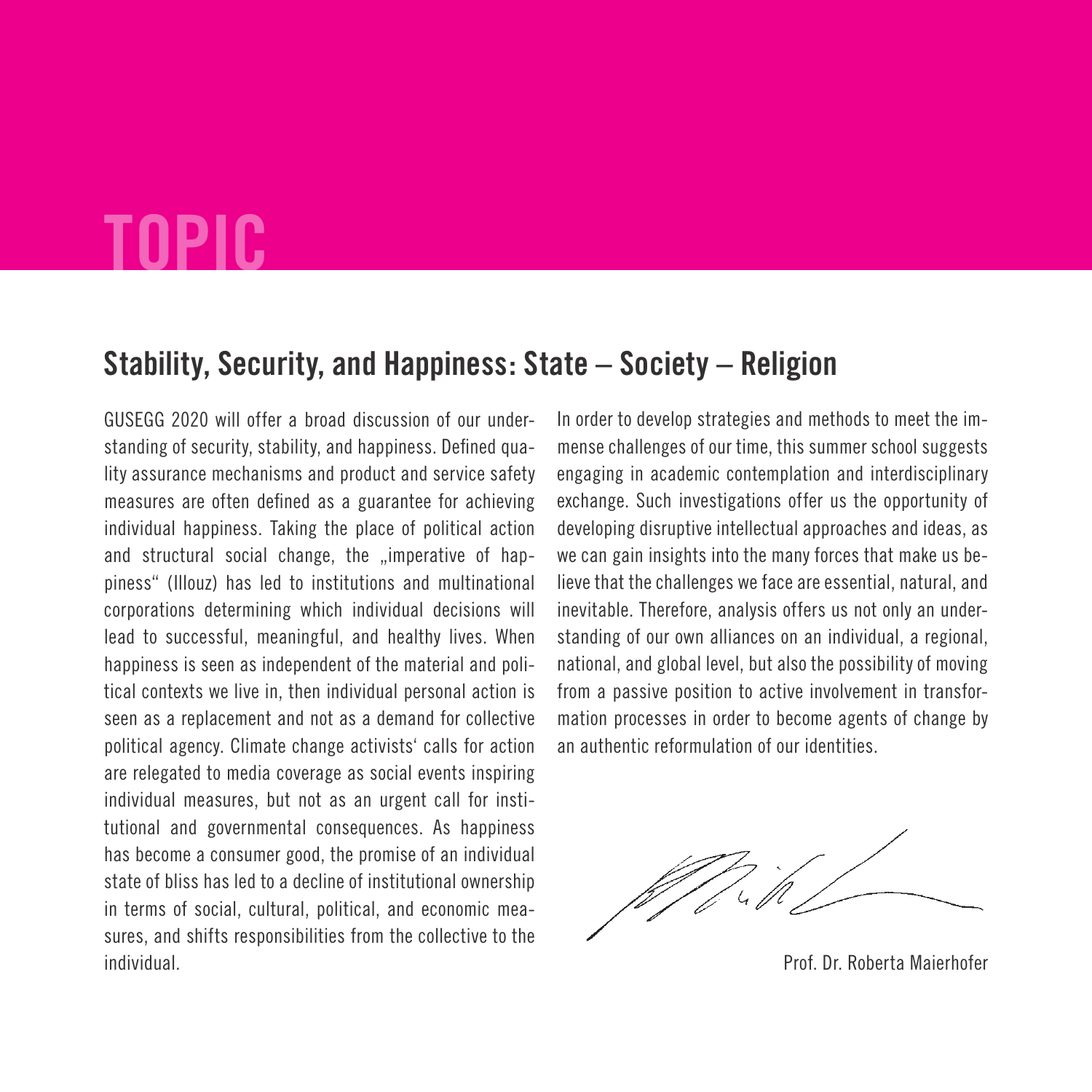# TOPIC

## Stability, Security, and Happiness: State – Society – Religion

GUSEGG 2020 will offer a broad discussion of our understanding of security, stability, and happiness. Defined quality assurance mechanisms and product and service safety measures are often defined as a guarantee for achieving individual happiness. Taking the place of political action and structural social change, the „imperative of happiness" (Illouz) has led to institutions and multinational corporations determining which individual decisions will lead to successful, meaningful, and healthy lives. When happiness is seen as independent of the material and political contexts we live in, then individual personal action is seen as a replacement and not as a demand for collective political agency. Climate change activists' calls for action are relegated to media coverage as social events inspiring individual measures, but not as an urgent call for institutional and governmental consequences. As happiness has become a consumer good, the promise of an individual state of bliss has led to a decline of institutional ownership in terms of social, cultural, political, and economic measures, and shifts responsibilities from the collective to the individual.

In order to develop strategies and methods to meet the immense challenges of our time, this summer school suggests engaging in academic contemplation and interdisciplinary exchange. Such investigations offer us the opportunity of developing disruptive intellectual approaches and ideas, as we can gain insights into the many forces that make us believe that the challenges we face are essential, natural, and inevitable. Therefore, analysis offers us not only an understanding of our own alliances on an individual, a regional, national, and global level, but also the possibility of moving from a passive position to active involvement in transformation processes in order to become agents of change by an authentic reformulation of our identities.

Prof. Dr. Roberta Maierhofer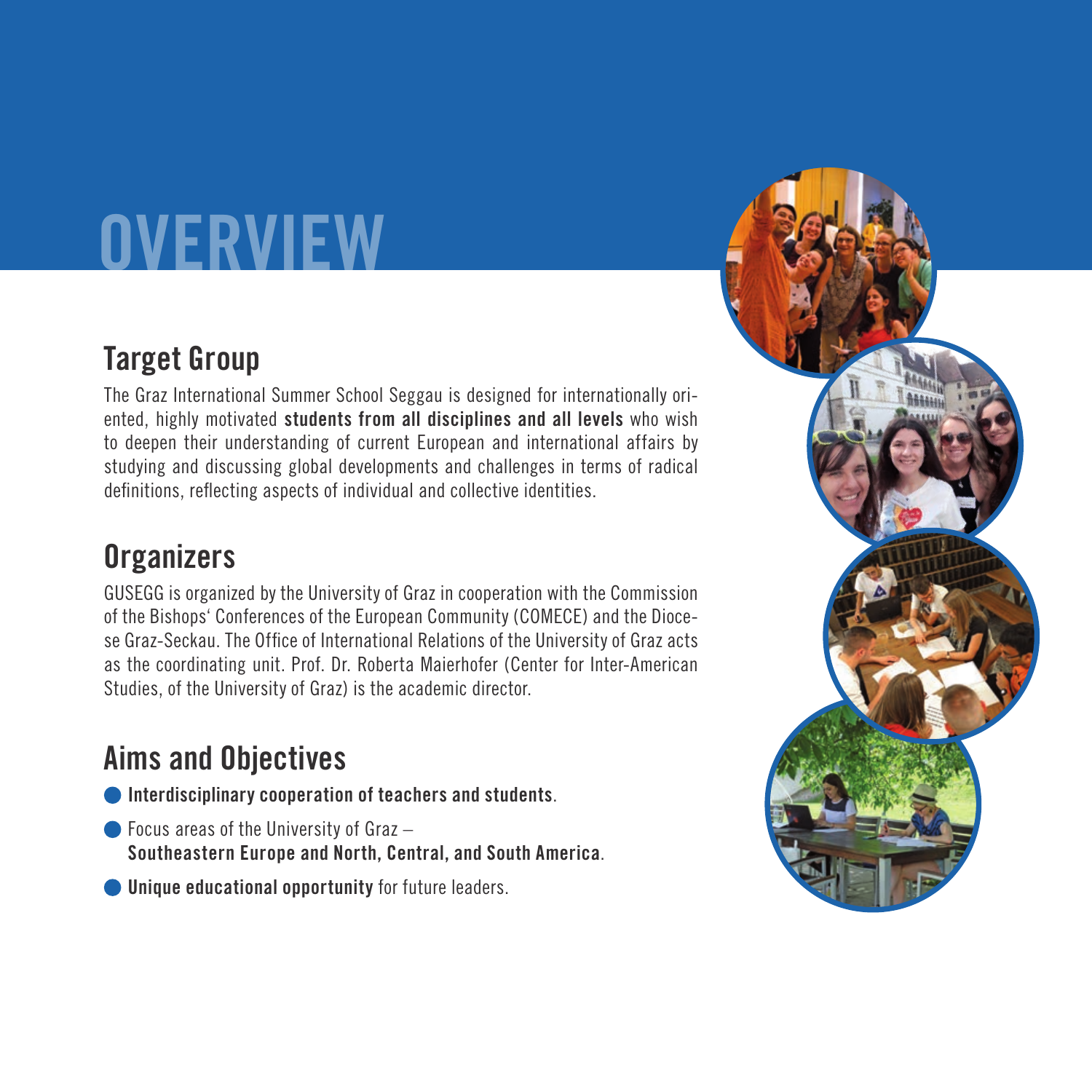# OVERVIEW

## Target Group

The Graz International Summer School Seggau is designed for internationally oriented, highly motivated **students from all disciplines and all levels** who wish to deepen their understanding of current European and international affairs by studying and discussing global developments and challenges in terms of radical definitions, reflecting aspects of individual and collective identities.

## Organizers

GUSEGG is organized by the University of Graz in cooperation with the Commission of the Bishops' Conferences of the European Community (COMECE) and the Diocese Graz-Seckau. The Office of International Relations of the University of Graz acts as the coordinating unit. Prof. Dr. Roberta Maierhofer (Center for Inter-American Studies, of the University of Graz) is the academic director.

## Aims and Objectives

- **Interdisciplinary cooperation of teachers and students**.
- Focus areas of the University of Graz – **Southeastern Europe and North, Central, and South America**.
- **Unique educational opportunity** for future leaders.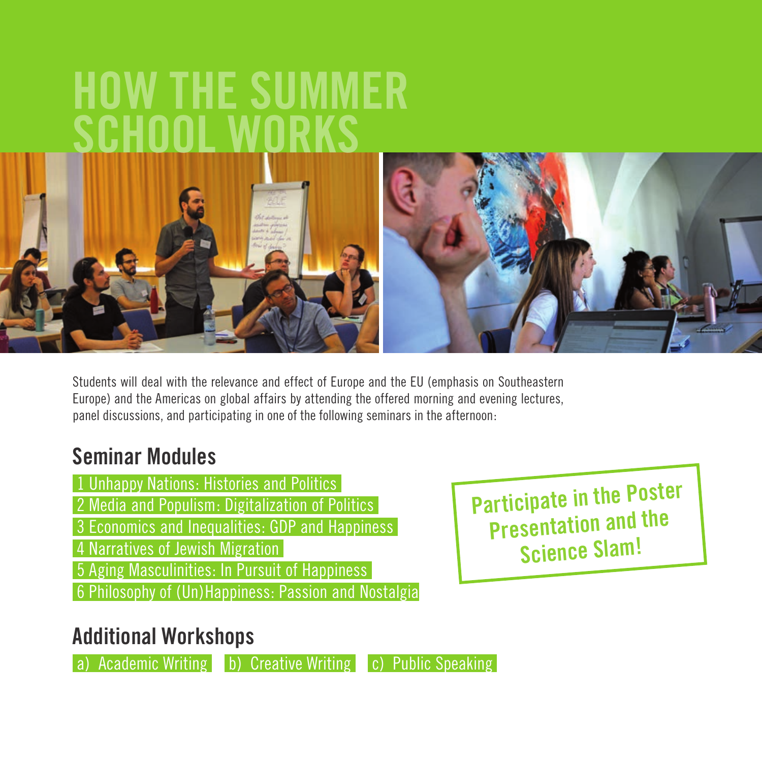# HOW THE SUMMER SCHOOL WORKS

Students will deal with the relevance and effect of Europe and the EU (emphasis on Southeastern Europe) and the Americas on global affairs by attending the offered morning and evening lectures, panel discussions, and participating in one of the following seminars in the afternoon:

## Seminar Modules

1 Unhappy Nations: Histories and Politics
2 Media and Populism: Digitalization of Politics
3 Economics and Inequalities: GDP and Happiness
4 Narratives of Jewish Migration
5 Aging Masculinities: In Pursuit of Happiness
6 Philosophy of (Un)Happiness: Passion and Nostalgia

**Participate in the Poster Presentation and the Science Slam!**

## Additional Workshops

a) Academic Writing   b) Creative Writing   c) Public Speaking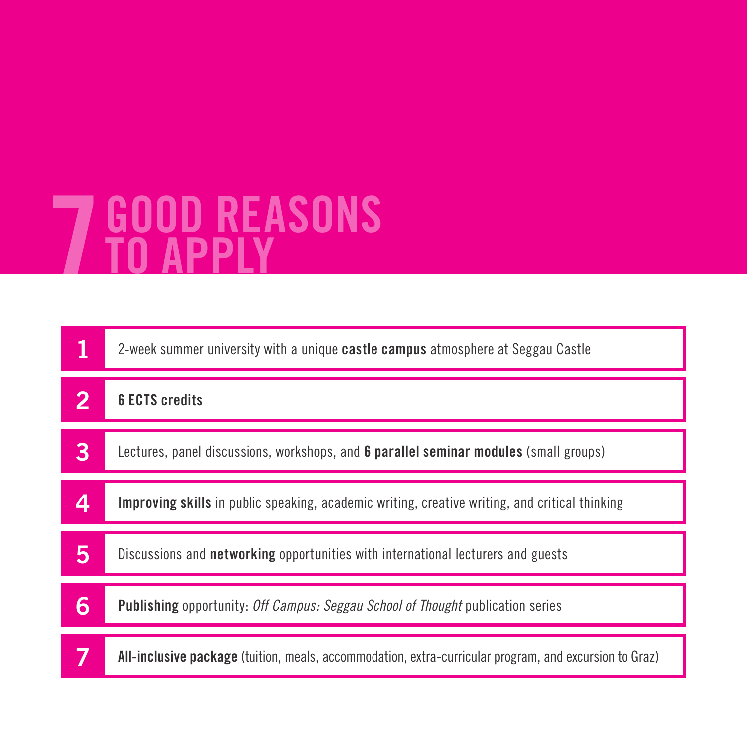# 7 GOOD REASONS TO APPLY

1. 2-week summer university with a unique **castle campus** atmosphere at Seggau Castle
2. **6 ECTS credits**
3. Lectures, panel discussions, workshops, and **6 parallel seminar modules** (small groups)
4. **Improving skills** in public speaking, academic writing, creative writing, and critical thinking
5. Discussions and **networking** opportunities with international lecturers and guests
6. **Publishing** opportunity: *Off Campus: Seggau School of Thought* publication series
7. **All-inclusive package** (tuition, meals, accommodation, extra-curricular program, and excursion to Graz)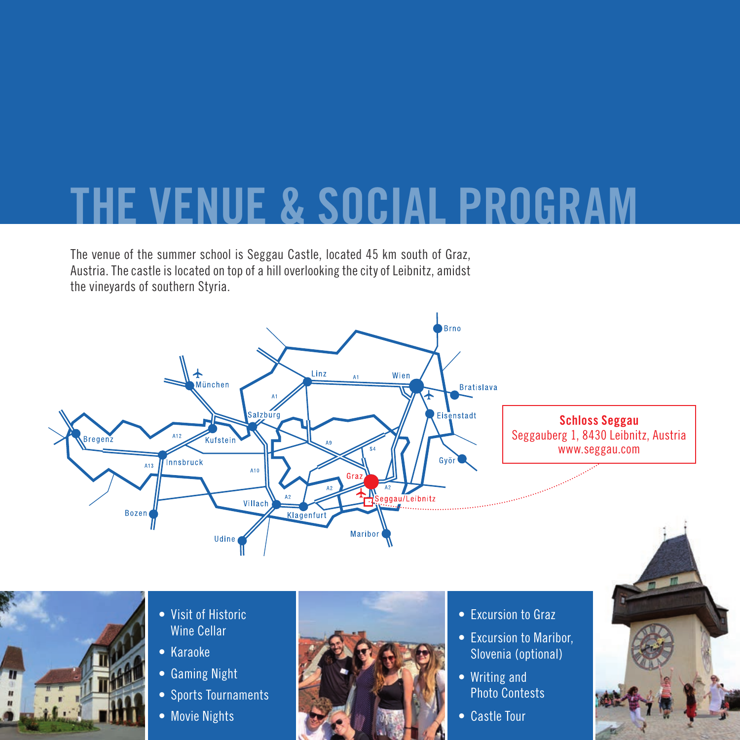# THE VENUE & SOCIAL PROGRAM

The venue of the summer school is Seggau Castle, located 45 km south of Graz, Austria. The castle is located on top of a hill overlooking the city of Leibnitz, amidst the vineyards of southern Styria.

Brno
Linz
A1
Wien
München
A1
Bratislava
Salzburg
Eisenstadt
Bregenz
A12
Kufstein
A9
S4
Innsbruck
Györ
A13
A10
Graz
A2
A2
Seggau/Leibnitz
Villach
A2
Bozen
Klagenfurt
Maribor
Udine

**Schloss Seggau**
Seggauberg 1, 8430 Leibnitz, Austria
www.seggau.com

- Visit of Historic Wine Cellar
- Karaoke
- Gaming Night
- Sports Tournaments
- Movie Nights

- Excursion to Graz
- Excursion to Maribor, Slovenia (optional)
- Writing and Photo Contests
- Castle Tour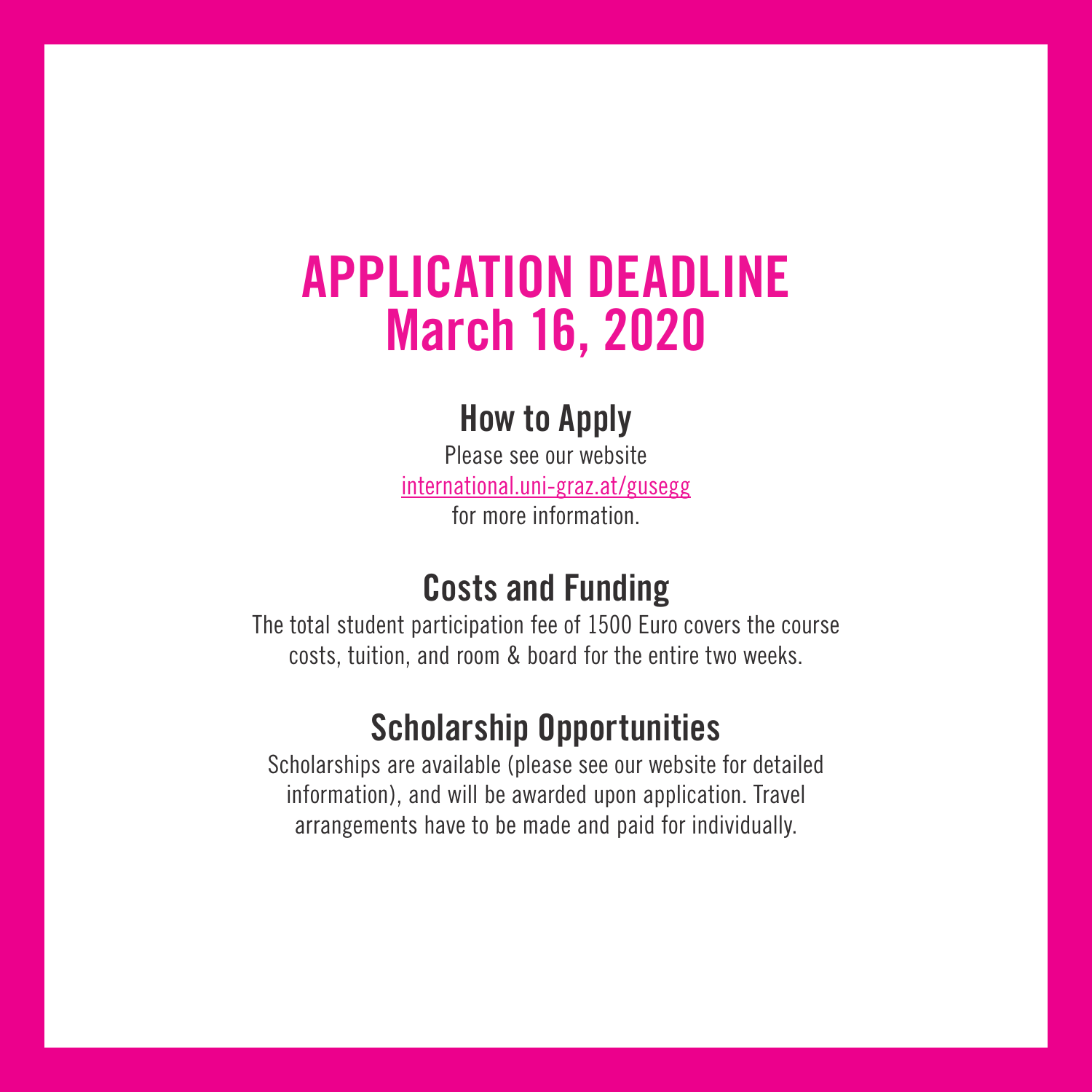# APPLICATION DEADLINE
# March 16, 2020

## How to Apply

Please see our website
international.uni-graz.at/gusegg
for more information.

## Costs and Funding

The total student participation fee of 1500 Euro covers the course costs, tuition, and room & board for the entire two weeks.

## Scholarship Opportunities

Scholarships are available (please see our website for detailed information), and will be awarded upon application. Travel arrangements have to be made and paid for individually.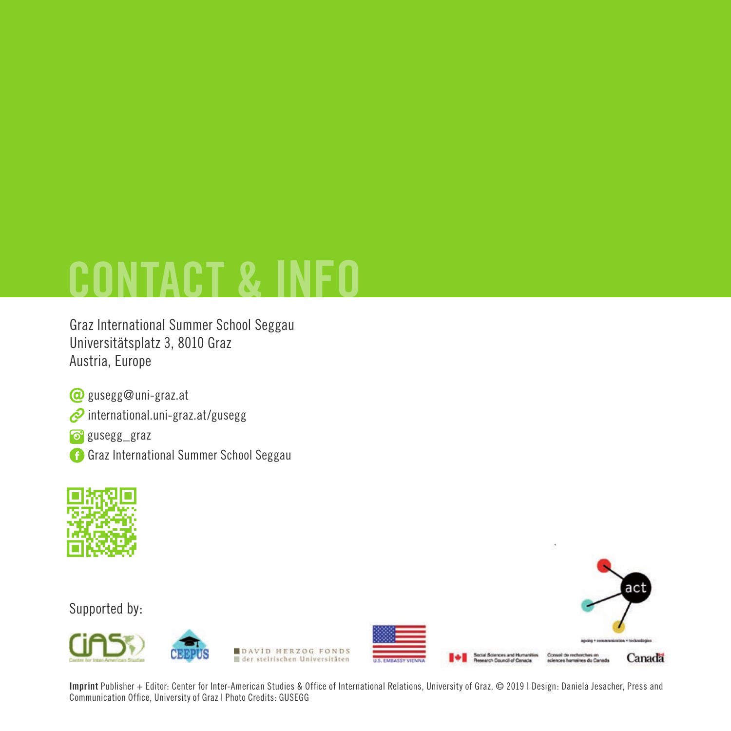# CONTACT & INFO

Graz International Summer School Seggau
Universitätsplatz 3, 8010 Graz
Austria, Europe

gusegg@uni-graz.at
international.uni-graz.at/gusegg
gusegg_graz
Graz International Summer School Seggau

Supported by:

**Imprint** Publisher + Editor: Center for Inter-American Studies & Office of International Relations, University of Graz, © 2019 I Design: Daniela Jesacher, Press and Communication Office, University of Graz I Photo Credits: GUSEGG